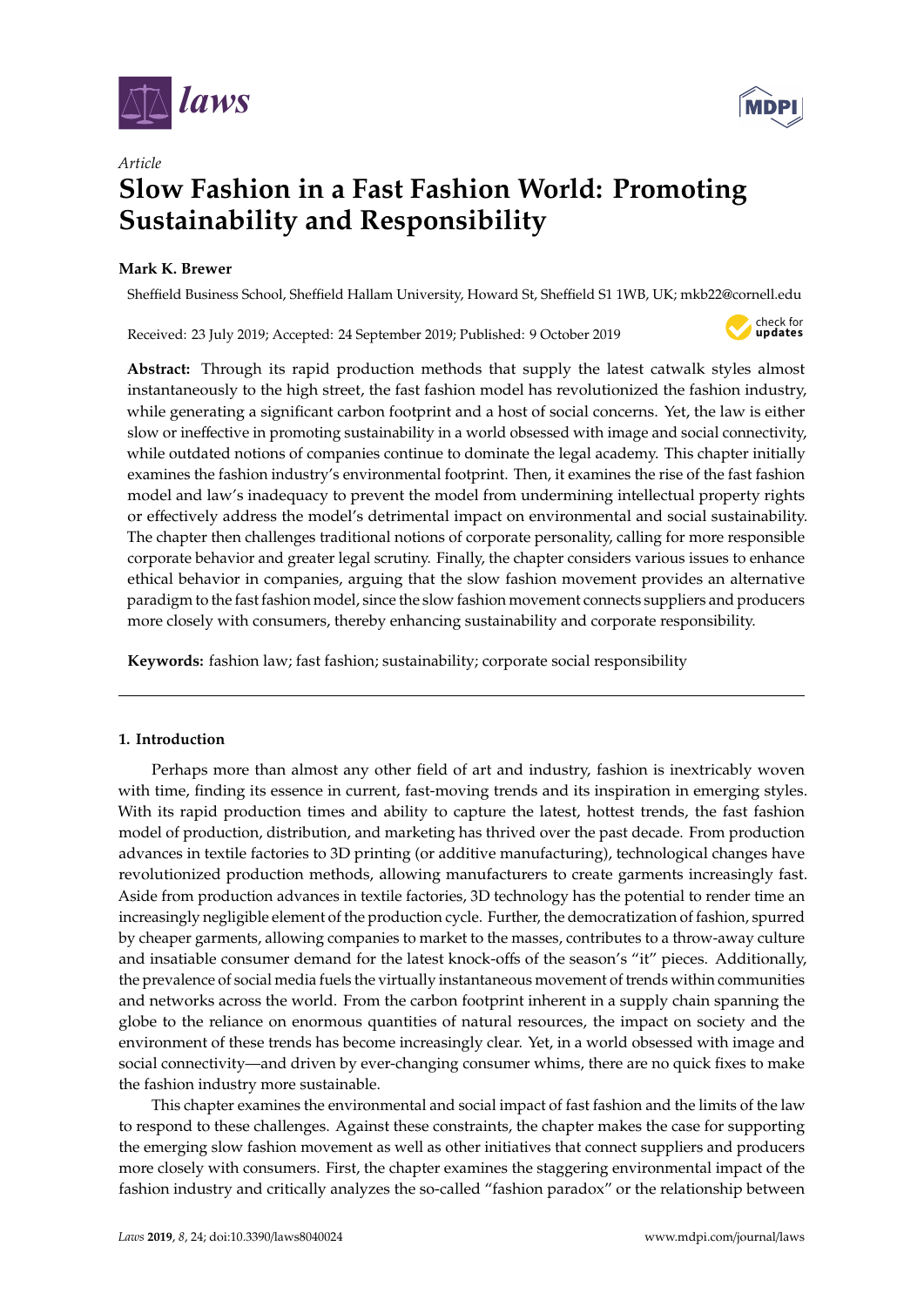*Article*

# Slow Fashion in a Fast Fashion World: Promoting Sustainability and Responsibility

**Mark K. Brewer**

Sheffield Business School, Sheffield Hallam University, Howard St, Sheffield S1 1WB, UK; mkb22@cornell.edu

Received: 23 July 2019; Accepted: 24 September 2019; Published: 9 October 2019

**Abstract:** Through its rapid production methods that supply the latest catwalk styles almost instantaneously to the high street, the fast fashion model has revolutionized the fashion industry, while generating a significant carbon footprint and a host of social concerns. Yet, the law is either slow or ineffective in promoting sustainability in a world obsessed with image and social connectivity, while outdated notions of companies continue to dominate the legal academy. This chapter initially examines the fashion industry's environmental footprint. Then, it examines the rise of the fast fashion model and law's inadequacy to prevent the model from undermining intellectual property rights or effectively address the model's detrimental impact on environmental and social sustainability. The chapter then challenges traditional notions of corporate personality, calling for more responsible corporate behavior and greater legal scrutiny. Finally, the chapter considers various issues to enhance ethical behavior in companies, arguing that the slow fashion movement provides an alternative paradigm to the fast fashion model, since the slow fashion movement connects suppliers and producers more closely with consumers, thereby enhancing sustainability and corporate responsibility.

**Keywords:** fashion law; fast fashion; sustainability; corporate social responsibility

## 1. Introduction

Perhaps more than almost any other field of art and industry, fashion is inextricably woven with time, finding its essence in current, fast-moving trends and its inspiration in emerging styles. With its rapid production times and ability to capture the latest, hottest trends, the fast fashion model of production, distribution, and marketing has thrived over the past decade. From production advances in textile factories to 3D printing (or additive manufacturing), technological changes have revolutionized production methods, allowing manufacturers to create garments increasingly fast. Aside from production advances in textile factories, 3D technology has the potential to render time an increasingly negligible element of the production cycle. Further, the democratization of fashion, spurred by cheaper garments, allowing companies to market to the masses, contributes to a throw-away culture and insatiable consumer demand for the latest knock-offs of the season's "it" pieces. Additionally, the prevalence of social media fuels the virtually instantaneous movement of trends within communities and networks across the world. From the carbon footprint inherent in a supply chain spanning the globe to the reliance on enormous quantities of natural resources, the impact on society and the environment of these trends has become increasingly clear. Yet, in a world obsessed with image and social connectivity—and driven by ever-changing consumer whims, there are no quick fixes to make the fashion industry more sustainable.

This chapter examines the environmental and social impact of fast fashion and the limits of the law to respond to these challenges. Against these constraints, the chapter makes the case for supporting the emerging slow fashion movement as well as other initiatives that connect suppliers and producers more closely with consumers. First, the chapter examines the staggering environmental impact of the fashion industry and critically analyzes the so-called "fashion paradox" or the relationship between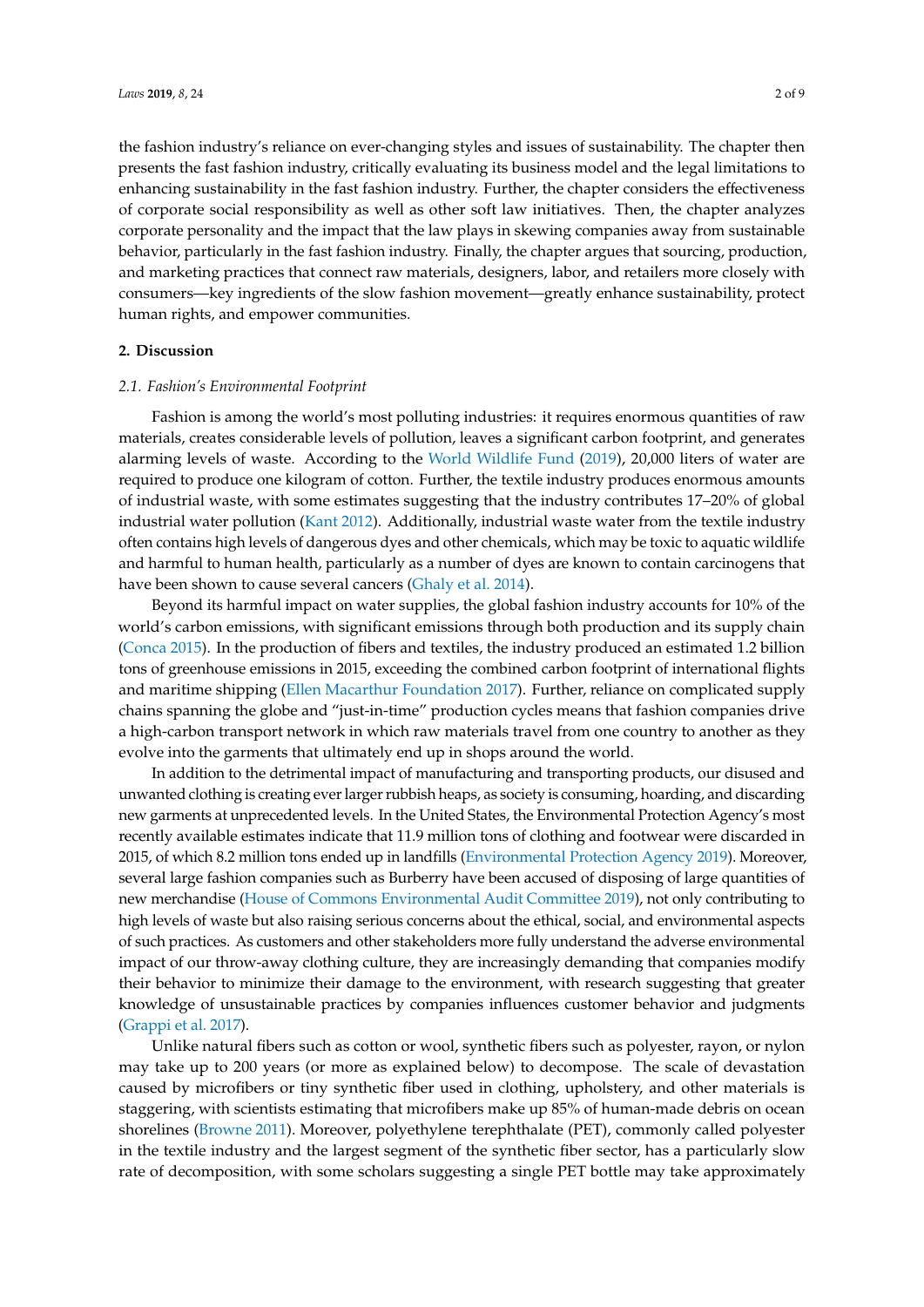the fashion industry's reliance on ever-changing styles and issues of sustainability. The chapter then presents the fast fashion industry, critically evaluating its business model and the legal limitations to enhancing sustainability in the fast fashion industry. Further, the chapter considers the effectiveness of corporate social responsibility as well as other soft law initiatives. Then, the chapter analyzes corporate personality and the impact that the law plays in skewing companies away from sustainable behavior, particularly in the fast fashion industry. Finally, the chapter argues that sourcing, production, and marketing practices that connect raw materials, designers, labor, and retailers more closely with consumers—key ingredients of the slow fashion movement—greatly enhance sustainability, protect human rights, and empower communities.

## 2. Discussion

### *2.1. Fashion's Environmental Footprint*

Fashion is among the world's most polluting industries: it requires enormous quantities of raw materials, creates considerable levels of pollution, leaves a significant carbon footprint, and generates alarming levels of waste. According to the World Wildlife Fund (2019), 20,000 liters of water are required to produce one kilogram of cotton. Further, the textile industry produces enormous amounts of industrial waste, with some estimates suggesting that the industry contributes 17–20% of global industrial water pollution (Kant 2012). Additionally, industrial waste water from the textile industry often contains high levels of dangerous dyes and other chemicals, which may be toxic to aquatic wildlife and harmful to human health, particularly as a number of dyes are known to contain carcinogens that have been shown to cause several cancers (Ghaly et al. 2014).

Beyond its harmful impact on water supplies, the global fashion industry accounts for 10% of the world's carbon emissions, with significant emissions through both production and its supply chain (Conca 2015). In the production of fibers and textiles, the industry produced an estimated 1.2 billion tons of greenhouse emissions in 2015, exceeding the combined carbon footprint of international flights and maritime shipping (Ellen Macarthur Foundation 2017). Further, reliance on complicated supply chains spanning the globe and "just-in-time" production cycles means that fashion companies drive a high-carbon transport network in which raw materials travel from one country to another as they evolve into the garments that ultimately end up in shops around the world.

In addition to the detrimental impact of manufacturing and transporting products, our disused and unwanted clothing is creating ever larger rubbish heaps, as society is consuming, hoarding, and discarding new garments at unprecedented levels. In the United States, the Environmental Protection Agency's most recently available estimates indicate that 11.9 million tons of clothing and footwear were discarded in 2015, of which 8.2 million tons ended up in landfills (Environmental Protection Agency 2019). Moreover, several large fashion companies such as Burberry have been accused of disposing of large quantities of new merchandise (House of Commons Environmental Audit Committee 2019), not only contributing to high levels of waste but also raising serious concerns about the ethical, social, and environmental aspects of such practices. As customers and other stakeholders more fully understand the adverse environmental impact of our throw-away clothing culture, they are increasingly demanding that companies modify their behavior to minimize their damage to the environment, with research suggesting that greater knowledge of unsustainable practices by companies influences customer behavior and judgments (Grappi et al. 2017).

Unlike natural fibers such as cotton or wool, synthetic fibers such as polyester, rayon, or nylon may take up to 200 years (or more as explained below) to decompose. The scale of devastation caused by microfibers or tiny synthetic fiber used in clothing, upholstery, and other materials is staggering, with scientists estimating that microfibers make up 85% of human-made debris on ocean shorelines (Browne 2011). Moreover, polyethylene terephthalate (PET), commonly called polyester in the textile industry and the largest segment of the synthetic fiber sector, has a particularly slow rate of decomposition, with some scholars suggesting a single PET bottle may take approximately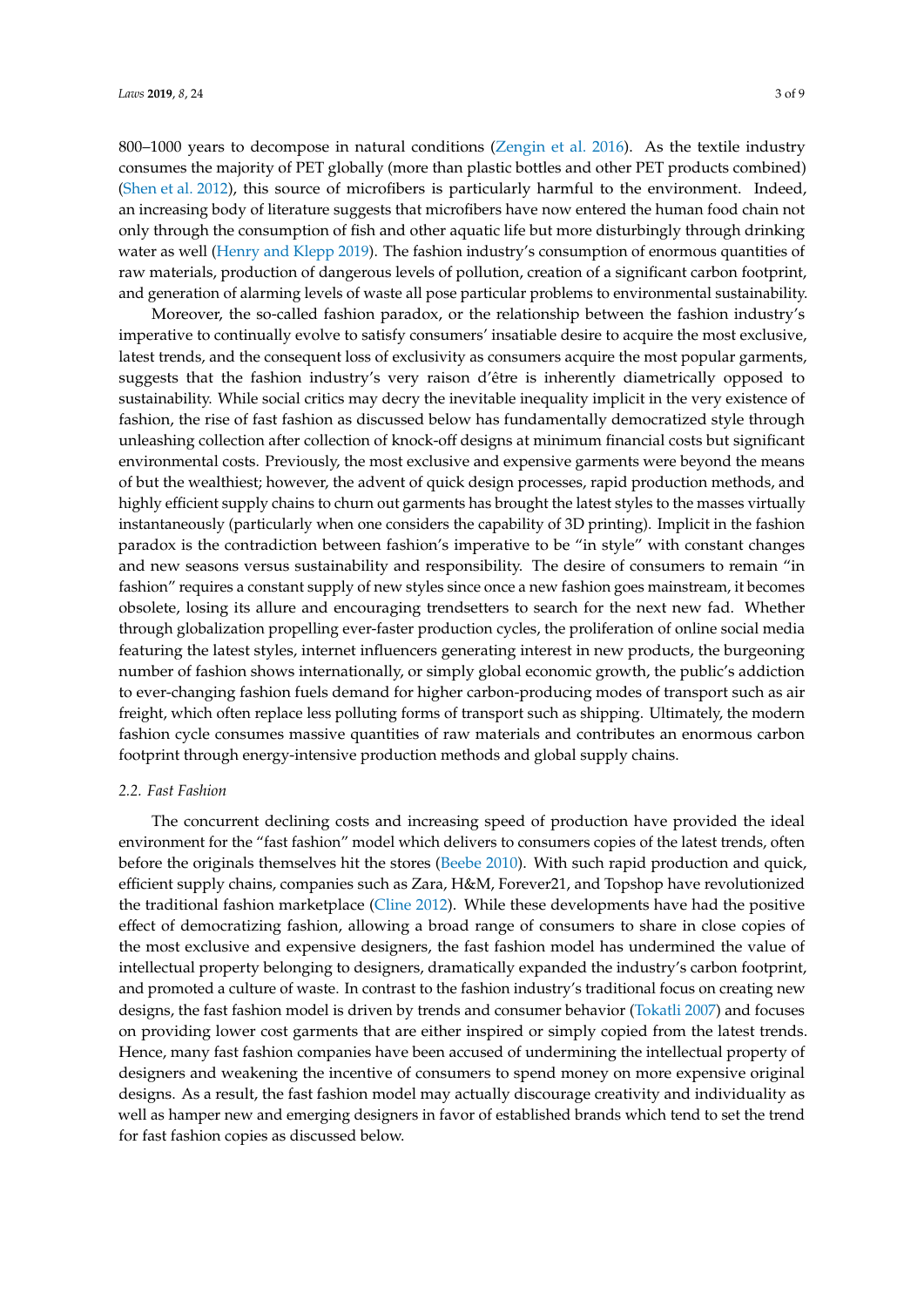800–1000 years to decompose in natural conditions (Zengin et al. 2016). As the textile industry consumes the majority of PET globally (more than plastic bottles and other PET products combined) (Shen et al. 2012), this source of microfibers is particularly harmful to the environment. Indeed, an increasing body of literature suggests that microfibers have now entered the human food chain not only through the consumption of fish and other aquatic life but more disturbingly through drinking water as well (Henry and Klepp 2019). The fashion industry's consumption of enormous quantities of raw materials, production of dangerous levels of pollution, creation of a significant carbon footprint, and generation of alarming levels of waste all pose particular problems to environmental sustainability.

Moreover, the so-called fashion paradox, or the relationship between the fashion industry's imperative to continually evolve to satisfy consumers' insatiable desire to acquire the most exclusive, latest trends, and the consequent loss of exclusivity as consumers acquire the most popular garments, suggests that the fashion industry's very raison d'être is inherently diametrically opposed to sustainability. While social critics may decry the inevitable inequality implicit in the very existence of fashion, the rise of fast fashion as discussed below has fundamentally democratized style through unleashing collection after collection of knock-off designs at minimum financial costs but significant environmental costs. Previously, the most exclusive and expensive garments were beyond the means of but the wealthiest; however, the advent of quick design processes, rapid production methods, and highly efficient supply chains to churn out garments has brought the latest styles to the masses virtually instantaneously (particularly when one considers the capability of 3D printing). Implicit in the fashion paradox is the contradiction between fashion's imperative to be "in style" with constant changes and new seasons versus sustainability and responsibility. The desire of consumers to remain "in fashion" requires a constant supply of new styles since once a new fashion goes mainstream, it becomes obsolete, losing its allure and encouraging trendsetters to search for the next new fad. Whether through globalization propelling ever-faster production cycles, the proliferation of online social media featuring the latest styles, internet influencers generating interest in new products, the burgeoning number of fashion shows internationally, or simply global economic growth, the public's addiction to ever-changing fashion fuels demand for higher carbon-producing modes of transport such as air freight, which often replace less polluting forms of transport such as shipping. Ultimately, the modern fashion cycle consumes massive quantities of raw materials and contributes an enormous carbon footprint through energy-intensive production methods and global supply chains.

### *2.2. Fast Fashion*

The concurrent declining costs and increasing speed of production have provided the ideal environment for the "fast fashion" model which delivers to consumers copies of the latest trends, often before the originals themselves hit the stores (Beebe 2010). With such rapid production and quick, efficient supply chains, companies such as Zara, H&M, Forever21, and Topshop have revolutionized the traditional fashion marketplace (Cline 2012). While these developments have had the positive effect of democratizing fashion, allowing a broad range of consumers to share in close copies of the most exclusive and expensive designers, the fast fashion model has undermined the value of intellectual property belonging to designers, dramatically expanded the industry's carbon footprint, and promoted a culture of waste. In contrast to the fashion industry's traditional focus on creating new designs, the fast fashion model is driven by trends and consumer behavior (Tokatli 2007) and focuses on providing lower cost garments that are either inspired or simply copied from the latest trends. Hence, many fast fashion companies have been accused of undermining the intellectual property of designers and weakening the incentive of consumers to spend money on more expensive original designs. As a result, the fast fashion model may actually discourage creativity and individuality as well as hamper new and emerging designers in favor of established brands which tend to set the trend for fast fashion copies as discussed below.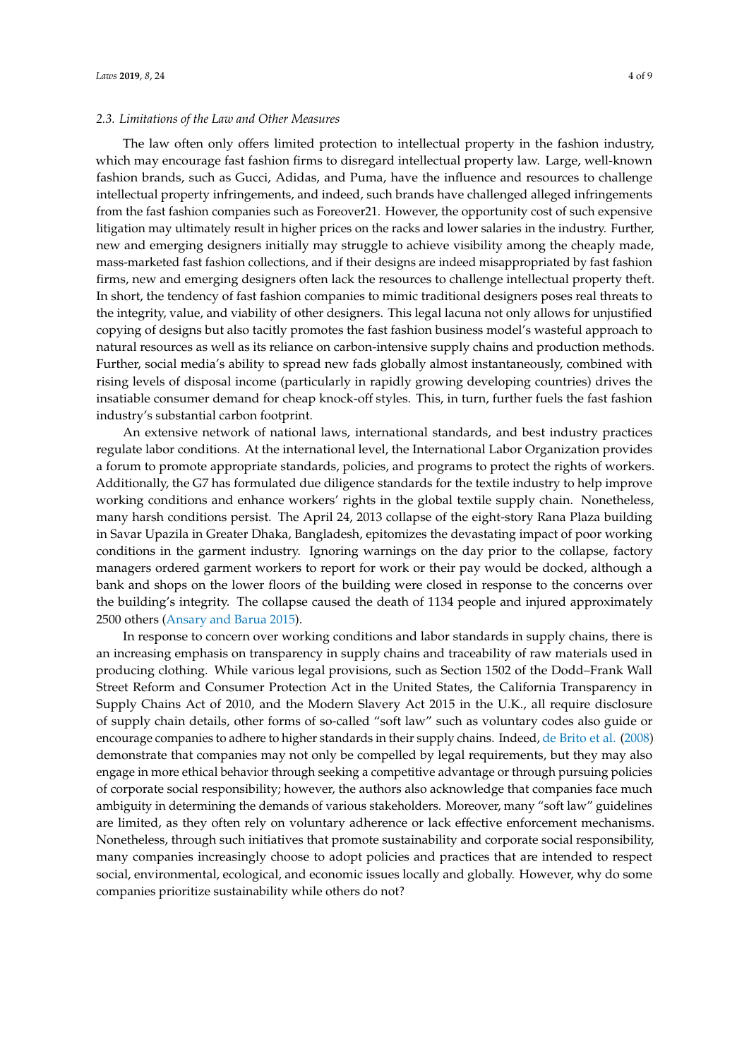### 2.3. Limitations of the Law and Other Measures

The law often only offers limited protection to intellectual property in the fashion industry, which may encourage fast fashion firms to disregard intellectual property law. Large, well-known fashion brands, such as Gucci, Adidas, and Puma, have the influence and resources to challenge intellectual property infringements, and indeed, such brands have challenged alleged infringements from the fast fashion companies such as Foreover21. However, the opportunity cost of such expensive litigation may ultimately result in higher prices on the racks and lower salaries in the industry. Further, new and emerging designers initially may struggle to achieve visibility among the cheaply made, mass-marketed fast fashion collections, and if their designs are indeed misappropriated by fast fashion firms, new and emerging designers often lack the resources to challenge intellectual property theft. In short, the tendency of fast fashion companies to mimic traditional designers poses real threats to the integrity, value, and viability of other designers. This legal lacuna not only allows for unjustified copying of designs but also tacitly promotes the fast fashion business model's wasteful approach to natural resources as well as its reliance on carbon-intensive supply chains and production methods. Further, social media's ability to spread new fads globally almost instantaneously, combined with rising levels of disposal income (particularly in rapidly growing developing countries) drives the insatiable consumer demand for cheap knock-off styles. This, in turn, further fuels the fast fashion industry's substantial carbon footprint.

An extensive network of national laws, international standards, and best industry practices regulate labor conditions. At the international level, the International Labor Organization provides a forum to promote appropriate standards, policies, and programs to protect the rights of workers. Additionally, the G7 has formulated due diligence standards for the textile industry to help improve working conditions and enhance workers' rights in the global textile supply chain. Nonetheless, many harsh conditions persist. The April 24, 2013 collapse of the eight-story Rana Plaza building in Savar Upazila in Greater Dhaka, Bangladesh, epitomizes the devastating impact of poor working conditions in the garment industry. Ignoring warnings on the day prior to the collapse, factory managers ordered garment workers to report for work or their pay would be docked, although a bank and shops on the lower floors of the building were closed in response to the concerns over the building's integrity. The collapse caused the death of 1134 people and injured approximately 2500 others (Ansary and Barua 2015).

In response to concern over working conditions and labor standards in supply chains, there is an increasing emphasis on transparency in supply chains and traceability of raw materials used in producing clothing. While various legal provisions, such as Section 1502 of the Dodd–Frank Wall Street Reform and Consumer Protection Act in the United States, the California Transparency in Supply Chains Act of 2010, and the Modern Slavery Act 2015 in the U.K., all require disclosure of supply chain details, other forms of so-called "soft law" such as voluntary codes also guide or encourage companies to adhere to higher standards in their supply chains. Indeed, de Brito et al. (2008) demonstrate that companies may not only be compelled by legal requirements, but they may also engage in more ethical behavior through seeking a competitive advantage or through pursuing policies of corporate social responsibility; however, the authors also acknowledge that companies face much ambiguity in determining the demands of various stakeholders. Moreover, many "soft law" guidelines are limited, as they often rely on voluntary adherence or lack effective enforcement mechanisms. Nonetheless, through such initiatives that promote sustainability and corporate social responsibility, many companies increasingly choose to adopt policies and practices that are intended to respect social, environmental, ecological, and economic issues locally and globally. However, why do some companies prioritize sustainability while others do not?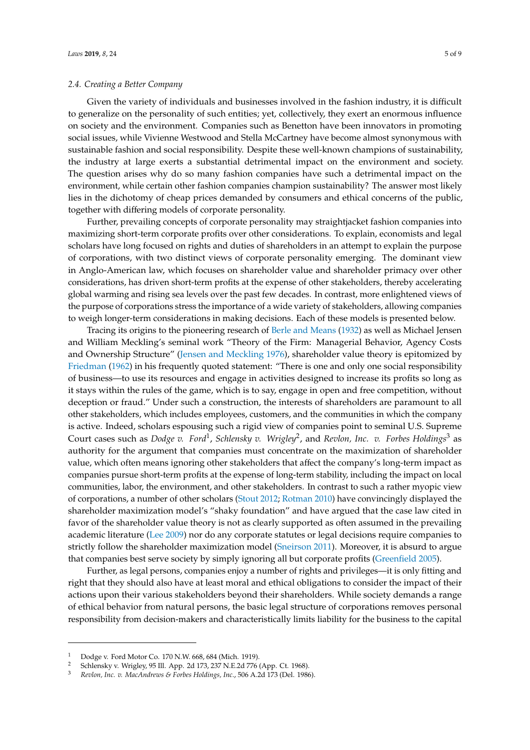### 2.4. Creating a Better Company

Given the variety of individuals and businesses involved in the fashion industry, it is difficult to generalize on the personality of such entities; yet, collectively, they exert an enormous influence on society and the environment. Companies such as Benetton have been innovators in promoting social issues, while Vivienne Westwood and Stella McCartney have become almost synonymous with sustainable fashion and social responsibility. Despite these well-known champions of sustainability, the industry at large exerts a substantial detrimental impact on the environment and society. The question arises why do so many fashion companies have such a detrimental impact on the environment, while certain other fashion companies champion sustainability? The answer most likely lies in the dichotomy of cheap prices demanded by consumers and ethical concerns of the public, together with differing models of corporate personality.

Further, prevailing concepts of corporate personality may straightjacket fashion companies into maximizing short-term corporate profits over other considerations. To explain, economists and legal scholars have long focused on rights and duties of shareholders in an attempt to explain the purpose of corporations, with two distinct views of corporate personality emerging. The dominant view in Anglo-American law, which focuses on shareholder value and shareholder primacy over other considerations, has driven short-term profits at the expense of other stakeholders, thereby accelerating global warming and rising sea levels over the past few decades. In contrast, more enlightened views of the purpose of corporations stress the importance of a wide variety of stakeholders, allowing companies to weigh longer-term considerations in making decisions. Each of these models is presented below.

Tracing its origins to the pioneering research of Berle and Means (1932) as well as Michael Jensen and William Meckling's seminal work "Theory of the Firm: Managerial Behavior, Agency Costs and Ownership Structure" (Jensen and Meckling 1976), shareholder value theory is epitomized by Friedman (1962) in his frequently quoted statement: "There is one and only one social responsibility of business—to use its resources and engage in activities designed to increase its profits so long as it stays within the rules of the game, which is to say, engage in open and free competition, without deception or fraud." Under such a construction, the interests of shareholders are paramount to all other stakeholders, which includes employees, customers, and the communities in which the company is active. Indeed, scholars espousing such a rigid view of companies point to seminal U.S. Supreme Court cases such as *Dodge v. Ford*[1], *Schlensky v. Wrigley*[2], and *Revlon, Inc. v. Forbes Holdings*[3] as authority for the argument that companies must concentrate on the maximization of shareholder value, which often means ignoring other stakeholders that affect the company's long-term impact as companies pursue short-term profits at the expense of long-term stability, including the impact on local communities, labor, the environment, and other stakeholders. In contrast to such a rather myopic view of corporations, a number of other scholars (Stout 2012; Rotman 2010) have convincingly displayed the shareholder maximization model's "shaky foundation" and have argued that the case law cited in favor of the shareholder value theory is not as clearly supported as often assumed in the prevailing academic literature (Lee 2009) nor do any corporate statutes or legal decisions require companies to strictly follow the shareholder maximization model (Sneirson 2011). Moreover, it is absurd to argue that companies best serve society by simply ignoring all but corporate profits (Greenfield 2005).

Further, as legal persons, companies enjoy a number of rights and privileges—it is only fitting and right that they should also have at least moral and ethical obligations to consider the impact of their actions upon their various stakeholders beyond their shareholders. While society demands a range of ethical behavior from natural persons, the basic legal structure of corporations removes personal responsibility from decision-makers and characteristically limits liability for the business to the capital

---

[1] Dodge v. Ford Motor Co. 170 N.W. 668, 684 (Mich. 1919).

[2] Schlensky v. Wrigley, 95 Ill. App. 2d 173, 237 N.E.2d 776 (App. Ct. 1968).

[3] *Revlon, Inc. v. MacAndrews & Forbes Holdings, Inc.*, 506 A.2d 173 (Del. 1986).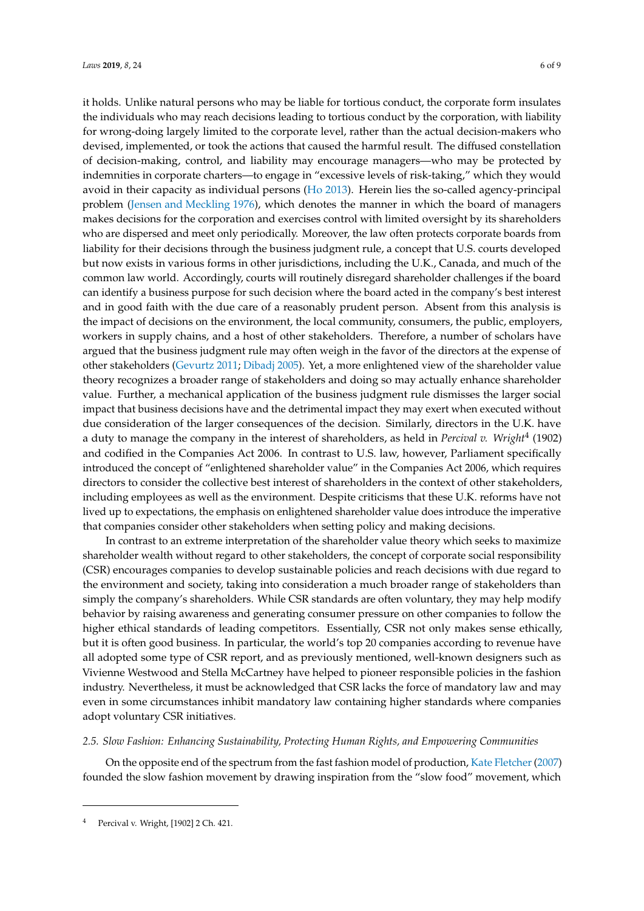it holds. Unlike natural persons who may be liable for tortious conduct, the corporate form insulates the individuals who may reach decisions leading to tortious conduct by the corporation, with liability for wrong-doing largely limited to the corporate level, rather than the actual decision-makers who devised, implemented, or took the actions that caused the harmful result. The diffused constellation of decision-making, control, and liability may encourage managers—who may be protected by indemnities in corporate charters—to engage in "excessive levels of risk-taking," which they would avoid in their capacity as individual persons (Ho 2013). Herein lies the so-called agency-principal problem (Jensen and Meckling 1976), which denotes the manner in which the board of managers makes decisions for the corporation and exercises control with limited oversight by its shareholders who are dispersed and meet only periodically. Moreover, the law often protects corporate boards from liability for their decisions through the business judgment rule, a concept that U.S. courts developed but now exists in various forms in other jurisdictions, including the U.K., Canada, and much of the common law world. Accordingly, courts will routinely disregard shareholder challenges if the board can identify a business purpose for such decision where the board acted in the company's best interest and in good faith with the due care of a reasonably prudent person. Absent from this analysis is the impact of decisions on the environment, the local community, consumers, the public, employers, workers in supply chains, and a host of other stakeholders. Therefore, a number of scholars have argued that the business judgment rule may often weigh in the favor of the directors at the expense of other stakeholders (Gevurtz 2011; Dibadj 2005). Yet, a more enlightened view of the shareholder value theory recognizes a broader range of stakeholders and doing so may actually enhance shareholder value. Further, a mechanical application of the business judgment rule dismisses the larger social impact that business decisions have and the detrimental impact they may exert when executed without due consideration of the larger consequences of the decision. Similarly, directors in the U.K. have a duty to manage the company in the interest of shareholders, as held in *Percival v. Wright*[4] (1902) and codified in the Companies Act 2006. In contrast to U.S. law, however, Parliament specifically introduced the concept of "enlightened shareholder value" in the Companies Act 2006, which requires directors to consider the collective best interest of shareholders in the context of other stakeholders, including employees as well as the environment. Despite criticisms that these U.K. reforms have not lived up to expectations, the emphasis on enlightened shareholder value does introduce the imperative that companies consider other stakeholders when setting policy and making decisions.

In contrast to an extreme interpretation of the shareholder value theory which seeks to maximize shareholder wealth without regard to other stakeholders, the concept of corporate social responsibility (CSR) encourages companies to develop sustainable policies and reach decisions with due regard to the environment and society, taking into consideration a much broader range of stakeholders than simply the company's shareholders. While CSR standards are often voluntary, they may help modify behavior by raising awareness and generating consumer pressure on other companies to follow the higher ethical standards of leading competitors. Essentially, CSR not only makes sense ethically, but it is often good business. In particular, the world's top 20 companies according to revenue have all adopted some type of CSR report, and as previously mentioned, well-known designers such as Vivienne Westwood and Stella McCartney have helped to pioneer responsible policies in the fashion industry. Nevertheless, it must be acknowledged that CSR lacks the force of mandatory law and may even in some circumstances inhibit mandatory law containing higher standards where companies adopt voluntary CSR initiatives.

### *2.5. Slow Fashion: Enhancing Sustainability, Protecting Human Rights, and Empowering Communities*

On the opposite end of the spectrum from the fast fashion model of production, Kate Fletcher (2007) founded the slow fashion movement by drawing inspiration from the "slow food" movement, which

---

[4] Percival v. Wright, [1902] 2 Ch. 421.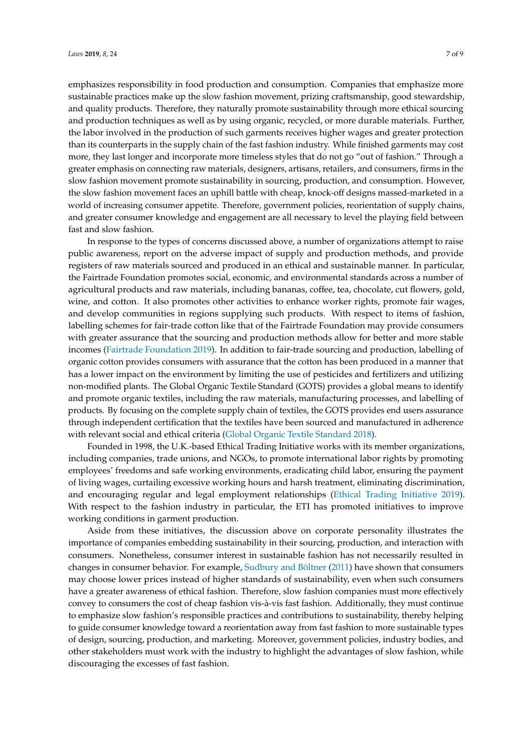emphasizes responsibility in food production and consumption. Companies that emphasize more sustainable practices make up the slow fashion movement, prizing craftsmanship, good stewardship, and quality products. Therefore, they naturally promote sustainability through more ethical sourcing and production techniques as well as by using organic, recycled, or more durable materials. Further, the labor involved in the production of such garments receives higher wages and greater protection than its counterparts in the supply chain of the fast fashion industry. While finished garments may cost more, they last longer and incorporate more timeless styles that do not go "out of fashion." Through a greater emphasis on connecting raw materials, designers, artisans, retailers, and consumers, firms in the slow fashion movement promote sustainability in sourcing, production, and consumption. However, the slow fashion movement faces an uphill battle with cheap, knock-off designs massed-marketed in a world of increasing consumer appetite. Therefore, government policies, reorientation of supply chains, and greater consumer knowledge and engagement are all necessary to level the playing field between fast and slow fashion.

In response to the types of concerns discussed above, a number of organizations attempt to raise public awareness, report on the adverse impact of supply and production methods, and provide registers of raw materials sourced and produced in an ethical and sustainable manner. In particular, the Fairtrade Foundation promotes social, economic, and environmental standards across a number of agricultural products and raw materials, including bananas, coffee, tea, chocolate, cut flowers, gold, wine, and cotton. It also promotes other activities to enhance worker rights, promote fair wages, and develop communities in regions supplying such products. With respect to items of fashion, labelling schemes for fair-trade cotton like that of the Fairtrade Foundation may provide consumers with greater assurance that the sourcing and production methods allow for better and more stable incomes (Fairtrade Foundation 2019). In addition to fair-trade sourcing and production, labelling of organic cotton provides consumers with assurance that the cotton has been produced in a manner that has a lower impact on the environment by limiting the use of pesticides and fertilizers and utilizing non-modified plants. The Global Organic Textile Standard (GOTS) provides a global means to identify and promote organic textiles, including the raw materials, manufacturing processes, and labelling of products. By focusing on the complete supply chain of textiles, the GOTS provides end users assurance through independent certification that the textiles have been sourced and manufactured in adherence with relevant social and ethical criteria (Global Organic Textile Standard 2018).

Founded in 1998, the U.K.-based Ethical Trading Initiative works with its member organizations, including companies, trade unions, and NGOs, to promote international labor rights by promoting employees' freedoms and safe working environments, eradicating child labor, ensuring the payment of living wages, curtailing excessive working hours and harsh treatment, eliminating discrimination, and encouraging regular and legal employment relationships (Ethical Trading Initiative 2019). With respect to the fashion industry in particular, the ETI has promoted initiatives to improve working conditions in garment production.

Aside from these initiatives, the discussion above on corporate personality illustrates the importance of companies embedding sustainability in their sourcing, production, and interaction with consumers. Nonetheless, consumer interest in sustainable fashion has not necessarily resulted in changes in consumer behavior. For example, Sudbury and Böltner (2011) have shown that consumers may choose lower prices instead of higher standards of sustainability, even when such consumers have a greater awareness of ethical fashion. Therefore, slow fashion companies must more effectively convey to consumers the cost of cheap fashion vis-à-vis fast fashion. Additionally, they must continue to emphasize slow fashion's responsible practices and contributions to sustainability, thereby helping to guide consumer knowledge toward a reorientation away from fast fashion to more sustainable types of design, sourcing, production, and marketing. Moreover, government policies, industry bodies, and other stakeholders must work with the industry to highlight the advantages of slow fashion, while discouraging the excesses of fast fashion.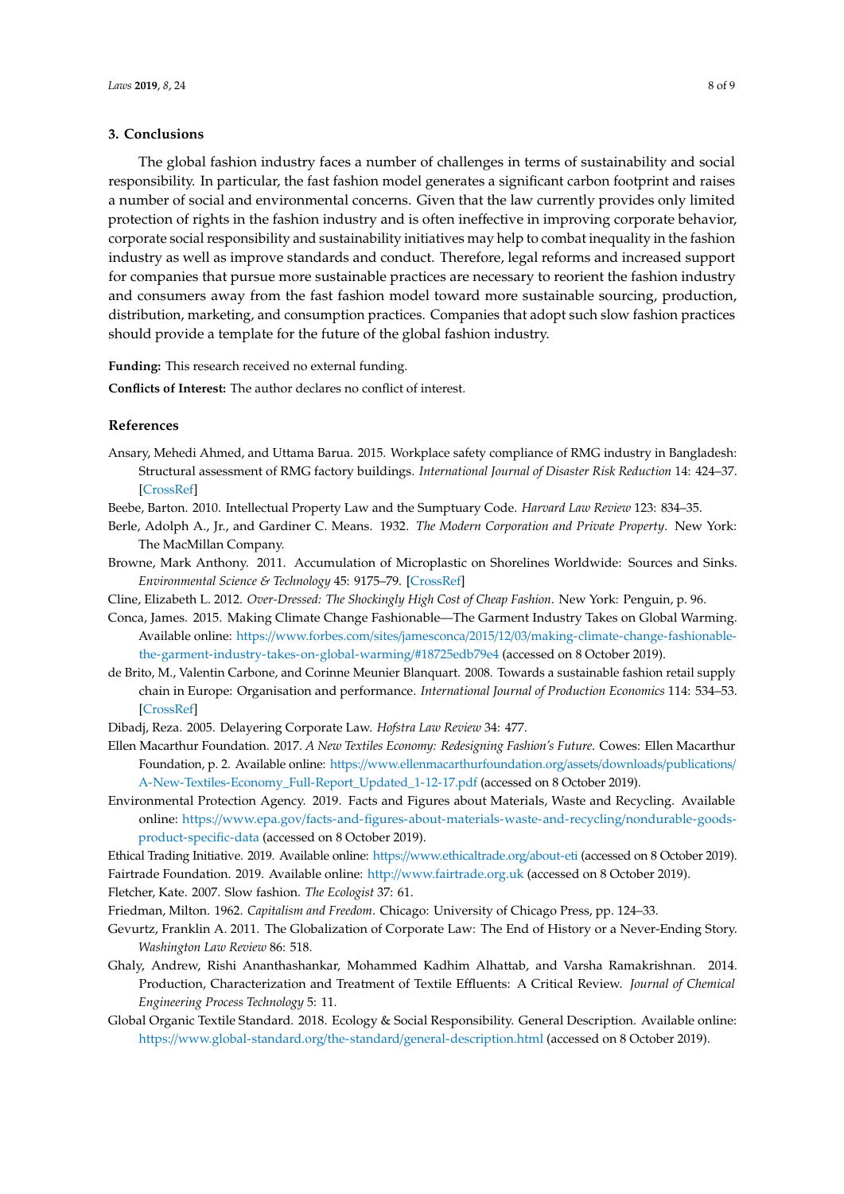## 3. Conclusions

The global fashion industry faces a number of challenges in terms of sustainability and social responsibility. In particular, the fast fashion model generates a significant carbon footprint and raises a number of social and environmental concerns. Given that the law currently provides only limited protection of rights in the fashion industry and is often ineffective in improving corporate behavior, corporate social responsibility and sustainability initiatives may help to combat inequality in the fashion industry as well as improve standards and conduct. Therefore, legal reforms and increased support for companies that pursue more sustainable practices are necessary to reorient the fashion industry and consumers away from the fast fashion model toward more sustainable sourcing, production, distribution, marketing, and consumption practices. Companies that adopt such slow fashion practices should provide a template for the future of the global fashion industry.

**Funding:** This research received no external funding.

**Conflicts of Interest:** The author declares no conflict of interest.

## References

Ansary, Mehedi Ahmed, and Uttama Barua. 2015. Workplace safety compliance of RMG industry in Bangladesh: Structural assessment of RMG factory buildings. *International Journal of Disaster Risk Reduction* 14: 424–37. [CrossRef]

Beebe, Barton. 2010. Intellectual Property Law and the Sumptuary Code. *Harvard Law Review* 123: 834–35.

Berle, Adolph A., Jr., and Gardiner C. Means. 1932. *The Modern Corporation and Private Property*. New York: The MacMillan Company.

Browne, Mark Anthony. 2011. Accumulation of Microplastic on Shorelines Worldwide: Sources and Sinks. *Environmental Science & Technology* 45: 9175–79. [CrossRef]

Cline, Elizabeth L. 2012. *Over-Dressed: The Shockingly High Cost of Cheap Fashion*. New York: Penguin, p. 96.

Conca, James. 2015. Making Climate Change Fashionable—The Garment Industry Takes on Global Warming. Available online: https://www.forbes.com/sites/jamesconca/2015/12/03/making-climate-change-fashionable-the-garment-industry-takes-on-global-warming/#18725edb79e4 (accessed on 8 October 2019).

de Brito, M., Valentin Carbone, and Corinne Meunier Blanquart. 2008. Towards a sustainable fashion retail supply chain in Europe: Organisation and performance. *International Journal of Production Economics* 114: 534–53. [CrossRef]

Dibadj, Reza. 2005. Delayering Corporate Law. *Hofstra Law Review* 34: 477.

Ellen Macarthur Foundation. 2017. *A New Textiles Economy: Redesigning Fashion's Future*. Cowes: Ellen Macarthur Foundation, p. 2. Available online: https://www.ellenmacarthurfoundation.org/assets/downloads/publications/A-New-Textiles-Economy_Full-Report_Updated_1-12-17.pdf (accessed on 8 October 2019).

Environmental Protection Agency. 2019. Facts and Figures about Materials, Waste and Recycling. Available online: https://www.epa.gov/facts-and-figures-about-materials-waste-and-recycling/nondurable-goods-product-specific-data (accessed on 8 October 2019).

Ethical Trading Initiative. 2019. Available online: https://www.ethicaltrade.org/about-eti (accessed on 8 October 2019).

Fairtrade Foundation. 2019. Available online: http://www.fairtrade.org.uk (accessed on 8 October 2019).

Fletcher, Kate. 2007. Slow fashion. *The Ecologist* 37: 61.

Friedman, Milton. 1962. *Capitalism and Freedom*. Chicago: University of Chicago Press, pp. 124–33.

Gevurtz, Franklin A. 2011. The Globalization of Corporate Law: The End of History or a Never-Ending Story. *Washington Law Review* 86: 518.

Ghaly, Andrew, Rishi Ananthashankar, Mohammed Kadhim Alhattab, and Varsha Ramakrishnan. 2014. Production, Characterization and Treatment of Textile Effluents: A Critical Review. *Journal of Chemical Engineering Process Technology* 5: 11.

Global Organic Textile Standard. 2018. Ecology & Social Responsibility. General Description. Available online: https://www.global-standard.org/the-standard/general-description.html (accessed on 8 October 2019).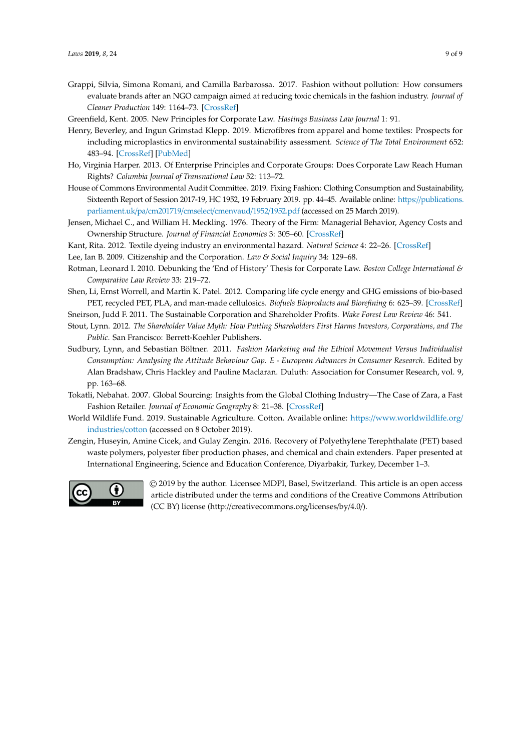Grappi, Silvia, Simona Romani, and Camilla Barbarossa. 2017. Fashion without pollution: How consumers evaluate brands after an NGO campaign aimed at reducing toxic chemicals in the fashion industry. *Journal of Cleaner Production* 149: 1164–73. [CrossRef]

Greenfield, Kent. 2005. New Principles for Corporate Law. *Hastings Business Law Journal* 1: 91.

Henry, Beverley, and Ingun Grimstad Klepp. 2019. Microfibres from apparel and home textiles: Prospects for including microplastics in environmental sustainability assessment. *Science of The Total Environment* 652: 483–94. [CrossRef] [PubMed]

Ho, Virginia Harper. 2013. Of Enterprise Principles and Corporate Groups: Does Corporate Law Reach Human Rights? *Columbia Journal of Transnational Law* 52: 113–72.

House of Commons Environmental Audit Committee. 2019. Fixing Fashion: Clothing Consumption and Sustainability, Sixteenth Report of Session 2017-19, HC 1952, 19 February 2019. pp. 44–45. Available online: https://publications.parliament.uk/pa/cm201719/cmselect/cmenvaud/1952/1952.pdf (accessed on 25 March 2019).

Jensen, Michael C., and William H. Meckling. 1976. Theory of the Firm: Managerial Behavior, Agency Costs and Ownership Structure. *Journal of Financial Economics* 3: 305–60. [CrossRef]

Kant, Rita. 2012. Textile dyeing industry an environmental hazard. *Natural Science* 4: 22–26. [CrossRef]

Lee, Ian B. 2009. Citizenship and the Corporation. *Law & Social Inquiry* 34: 129–68.

Rotman, Leonard I. 2010. Debunking the 'End of History' Thesis for Corporate Law. *Boston College International & Comparative Law Review* 33: 219–72.

Shen, Li, Ernst Worrell, and Martin K. Patel. 2012. Comparing life cycle energy and GHG emissions of bio-based PET, recycled PET, PLA, and man-made cellulosics. *Biofuels Bioproducts and Biorefining* 6: 625–39. [CrossRef]

Sneirson, Judd F. 2011. The Sustainable Corporation and Shareholder Profits. *Wake Forest Law Review* 46: 541.

Stout, Lynn. 2012. *The Shareholder Value Myth: How Putting Shareholders First Harms Investors, Corporations, and The Public*. San Francisco: Berrett-Koehler Publishers.

Sudbury, Lynn, and Sebastian Böltner. 2011. *Fashion Marketing and the Ethical Movement Versus Individualist Consumption: Analysing the Attitude Behaviour Gap. E - European Advances in Consumer Research*. Edited by Alan Bradshaw, Chris Hackley and Pauline Maclaran. Duluth: Association for Consumer Research, vol. 9, pp. 163–68.

Tokatli, Nebahat. 2007. Global Sourcing: Insights from the Global Clothing Industry—The Case of Zara, a Fast Fashion Retailer. *Journal of Economic Geography* 8: 21–38. [CrossRef]

World Wildlife Fund. 2019. Sustainable Agriculture. Cotton. Available online: https://www.worldwildlife.org/industries/cotton (accessed on 8 October 2019).

Zengin, Huseyin, Amine Cicek, and Gulay Zengin. 2016. Recovery of Polyethylene Terephthalate (PET) based waste polymers, polyester fiber production phases, and chemical and chain extenders. Paper presented at International Engineering, Science and Education Conference, Diyarbakir, Turkey, December 1–3.

© 2019 by the author. Licensee MDPI, Basel, Switzerland. This article is an open access article distributed under the terms and conditions of the Creative Commons Attribution (CC BY) license (http://creativecommons.org/licenses/by/4.0/).